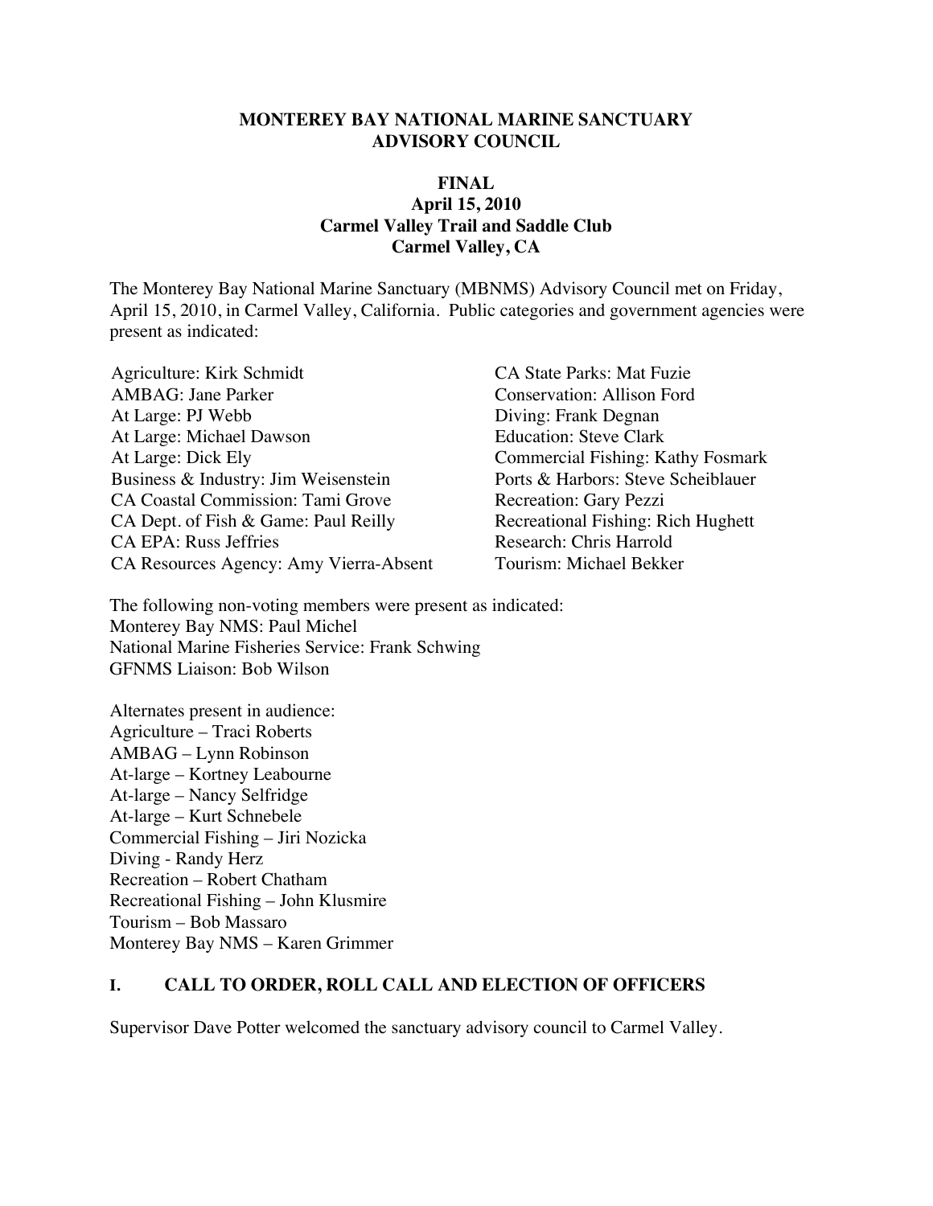**MONTEREY BAY NATIONAL MARINE SANCTUARY**
**ADVISORY COUNCIL**

**FINAL**
**April 15, 2010**
**Carmel Valley Trail and Saddle Club**
**Carmel Valley, CA**

The Monterey Bay National Marine Sanctuary (MBNMS) Advisory Council met on Friday, April 15, 2010, in Carmel Valley, California. Public categories and government agencies were present as indicated:

Agriculture: Kirk Schmidt
AMBAG: Jane Parker
At Large: PJ Webb
At Large: Michael Dawson
At Large: Dick Ely
Business & Industry: Jim Weisenstein
CA Coastal Commission: Tami Grove
CA Dept. of Fish & Game: Paul Reilly
CA EPA: Russ Jeffries
CA Resources Agency: Amy Vierra-Absent
CA State Parks: Mat Fuzie
Conservation: Allison Ford
Diving: Frank Degnan
Education: Steve Clark
Commercial Fishing: Kathy Fosmark
Ports & Harbors: Steve Scheiblauer
Recreation: Gary Pezzi
Recreational Fishing: Rich Hughett
Research: Chris Harrold
Tourism: Michael Bekker

The following non-voting members were present as indicated:
Monterey Bay NMS: Paul Michel
National Marine Fisheries Service: Frank Schwing
GFNMS Liaison: Bob Wilson

Alternates present in audience:
Agriculture – Traci Roberts
AMBAG – Lynn Robinson
At-large – Kortney Leabourne
At-large – Nancy Selfridge
At-large – Kurt Schnebele
Commercial Fishing – Jiri Nozicka
Diving - Randy Herz
Recreation – Robert Chatham
Recreational Fishing – John Klusmire
Tourism – Bob Massaro
Monterey Bay NMS – Karen Grimmer

## I. CALL TO ORDER, ROLL CALL AND ELECTION OF OFFICERS

Supervisor Dave Potter welcomed the sanctuary advisory council to Carmel Valley.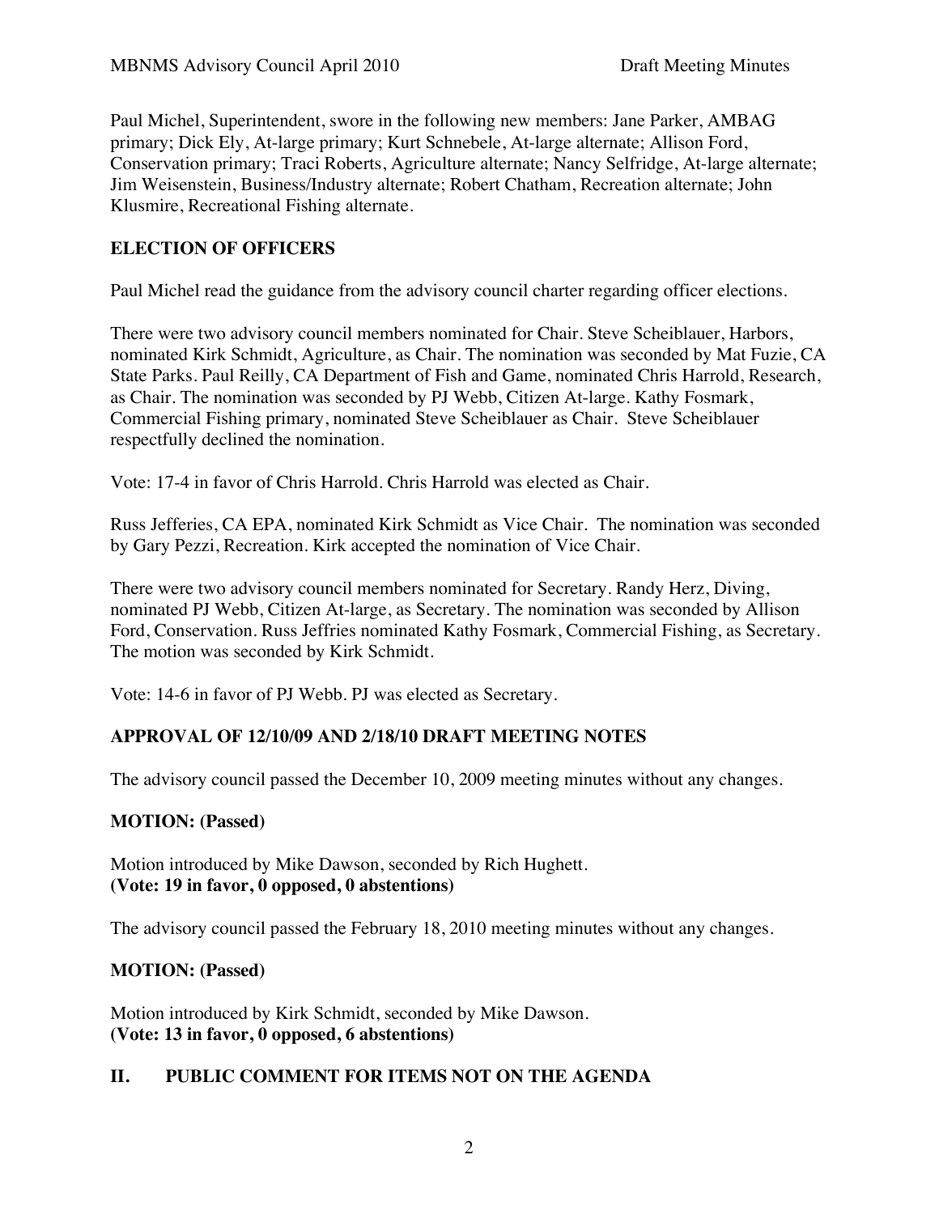Paul Michel, Superintendent, swore in the following new members: Jane Parker, AMBAG primary; Dick Ely, At-large primary; Kurt Schnebele, At-large alternate; Allison Ford, Conservation primary; Traci Roberts, Agriculture alternate; Nancy Selfridge, At-large alternate; Jim Weisenstein, Business/Industry alternate; Robert Chatham, Recreation alternate; John Klusmire, Recreational Fishing alternate.

## ELECTION OF OFFICERS

Paul Michel read the guidance from the advisory council charter regarding officer elections.

There were two advisory council members nominated for Chair. Steve Scheiblauer, Harbors, nominated Kirk Schmidt, Agriculture, as Chair. The nomination was seconded by Mat Fuzie, CA State Parks. Paul Reilly, CA Department of Fish and Game, nominated Chris Harrold, Research, as Chair. The nomination was seconded by PJ Webb, Citizen At-large. Kathy Fosmark, Commercial Fishing primary, nominated Steve Scheiblauer as Chair. Steve Scheiblauer respectfully declined the nomination.

Vote: 17-4 in favor of Chris Harrold. Chris Harrold was elected as Chair.

Russ Jefferies, CA EPA, nominated Kirk Schmidt as Vice Chair. The nomination was seconded by Gary Pezzi, Recreation. Kirk accepted the nomination of Vice Chair.

There were two advisory council members nominated for Secretary. Randy Herz, Diving, nominated PJ Webb, Citizen At-large, as Secretary. The nomination was seconded by Allison Ford, Conservation. Russ Jeffries nominated Kathy Fosmark, Commercial Fishing, as Secretary. The motion was seconded by Kirk Schmidt.

Vote: 14-6 in favor of PJ Webb. PJ was elected as Secretary.

## APPROVAL OF 12/10/09 AND 2/18/10 DRAFT MEETING NOTES

The advisory council passed the December 10, 2009 meeting minutes without any changes.

**MOTION: (Passed)**

Motion introduced by Mike Dawson, seconded by Rich Hughett.
**(Vote: 19 in favor, 0 opposed, 0 abstentions)**

The advisory council passed the February 18, 2010 meeting minutes without any changes.

**MOTION: (Passed)**

Motion introduced by Kirk Schmidt, seconded by Mike Dawson.
**(Vote: 13 in favor, 0 opposed, 6 abstentions)**

## II. PUBLIC COMMENT FOR ITEMS NOT ON THE AGENDA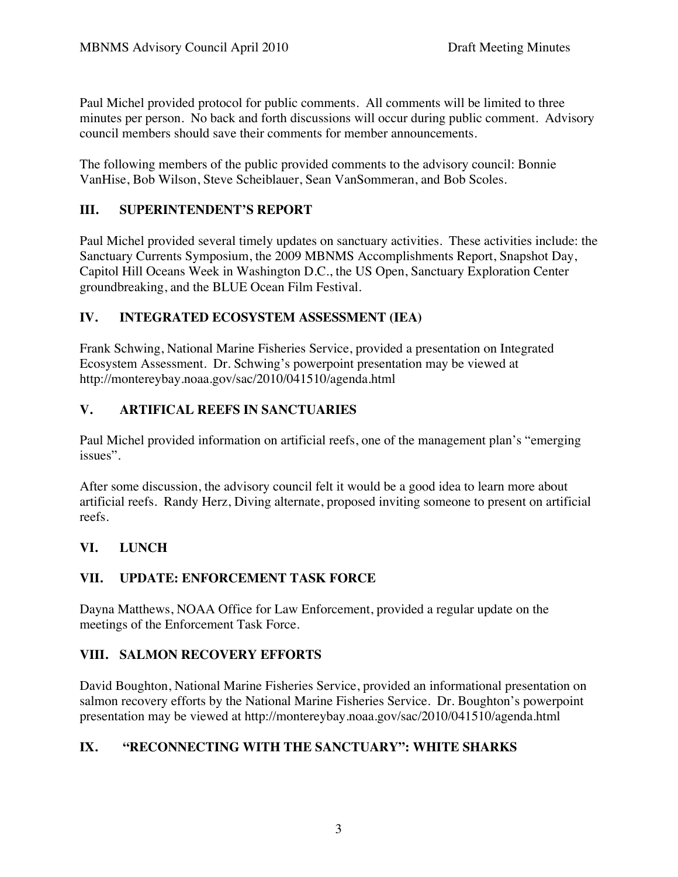Paul Michel provided protocol for public comments. All comments will be limited to three minutes per person. No back and forth discussions will occur during public comment. Advisory council members should save their comments for member announcements.

The following members of the public provided comments to the advisory council: Bonnie VanHise, Bob Wilson, Steve Scheiblauer, Sean VanSommeran, and Bob Scoles.

## III. SUPERINTENDENT'S REPORT

Paul Michel provided several timely updates on sanctuary activities. These activities include: the Sanctuary Currents Symposium, the 2009 MBNMS Accomplishments Report, Snapshot Day, Capitol Hill Oceans Week in Washington D.C., the US Open, Sanctuary Exploration Center groundbreaking, and the BLUE Ocean Film Festival.

## IV. INTEGRATED ECOSYSTEM ASSESSMENT (IEA)

Frank Schwing, National Marine Fisheries Service, provided a presentation on Integrated Ecosystem Assessment. Dr. Schwing's powerpoint presentation may be viewed at http://montereybay.noaa.gov/sac/2010/041510/agenda.html

## V. ARTIFICAL REEFS IN SANCTUARIES

Paul Michel provided information on artificial reefs, one of the management plan's "emerging issues".

After some discussion, the advisory council felt it would be a good idea to learn more about artificial reefs. Randy Herz, Diving alternate, proposed inviting someone to present on artificial reefs.

## VI. LUNCH

## VII. UPDATE: ENFORCEMENT TASK FORCE

Dayna Matthews, NOAA Office for Law Enforcement, provided a regular update on the meetings of the Enforcement Task Force.

## VIII. SALMON RECOVERY EFFORTS

David Boughton, National Marine Fisheries Service, provided an informational presentation on salmon recovery efforts by the National Marine Fisheries Service. Dr. Boughton's powerpoint presentation may be viewed at http://montereybay.noaa.gov/sac/2010/041510/agenda.html

## IX. "RECONNECTING WITH THE SANCTUARY": WHITE SHARKS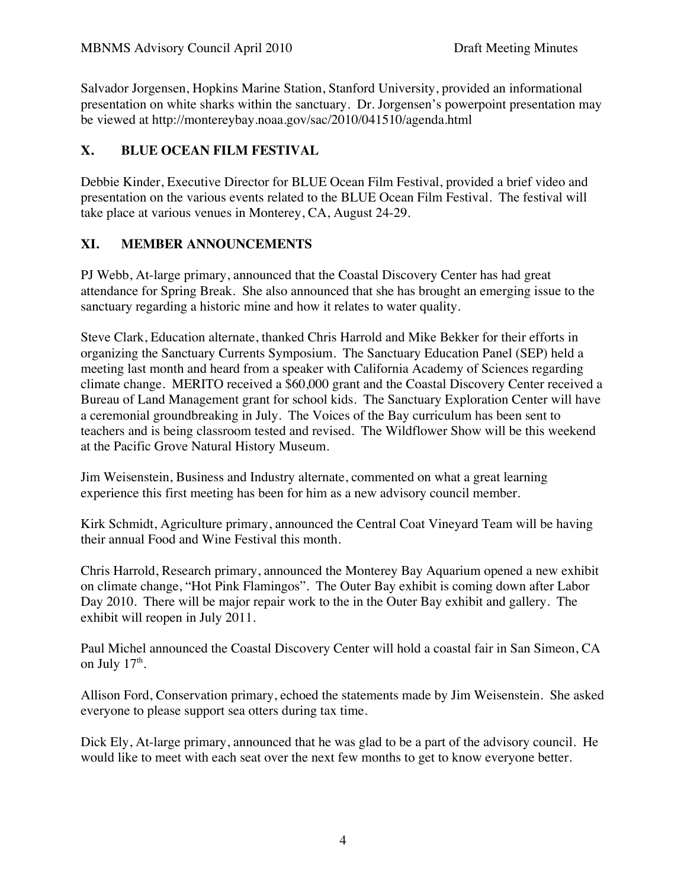Salvador Jorgensen, Hopkins Marine Station, Stanford University, provided an informational presentation on white sharks within the sanctuary. Dr. Jorgensen's powerpoint presentation may be viewed at http://montereybay.noaa.gov/sac/2010/041510/agenda.html

## X. BLUE OCEAN FILM FESTIVAL

Debbie Kinder, Executive Director for BLUE Ocean Film Festival, provided a brief video and presentation on the various events related to the BLUE Ocean Film Festival. The festival will take place at various venues in Monterey, CA, August 24-29.

## XI. MEMBER ANNOUNCEMENTS

PJ Webb, At-large primary, announced that the Coastal Discovery Center has had great attendance for Spring Break. She also announced that she has brought an emerging issue to the sanctuary regarding a historic mine and how it relates to water quality.

Steve Clark, Education alternate, thanked Chris Harrold and Mike Bekker for their efforts in organizing the Sanctuary Currents Symposium. The Sanctuary Education Panel (SEP) held a meeting last month and heard from a speaker with California Academy of Sciences regarding climate change. MERITO received a $60,000 grant and the Coastal Discovery Center received a Bureau of Land Management grant for school kids. The Sanctuary Exploration Center will have a ceremonial groundbreaking in July. The Voices of the Bay curriculum has been sent to teachers and is being classroom tested and revised. The Wildflower Show will be this weekend at the Pacific Grove Natural History Museum.

Jim Weisenstein, Business and Industry alternate, commented on what a great learning experience this first meeting has been for him as a new advisory council member.

Kirk Schmidt, Agriculture primary, announced the Central Coat Vineyard Team will be having their annual Food and Wine Festival this month.

Chris Harrold, Research primary, announced the Monterey Bay Aquarium opened a new exhibit on climate change, "Hot Pink Flamingos". The Outer Bay exhibit is coming down after Labor Day 2010. There will be major repair work to the in the Outer Bay exhibit and gallery. The exhibit will reopen in July 2011.

Paul Michel announced the Coastal Discovery Center will hold a coastal fair in San Simeon, CA on July 17th.

Allison Ford, Conservation primary, echoed the statements made by Jim Weisenstein. She asked everyone to please support sea otters during tax time.

Dick Ely, At-large primary, announced that he was glad to be a part of the advisory council. He would like to meet with each seat over the next few months to get to know everyone better.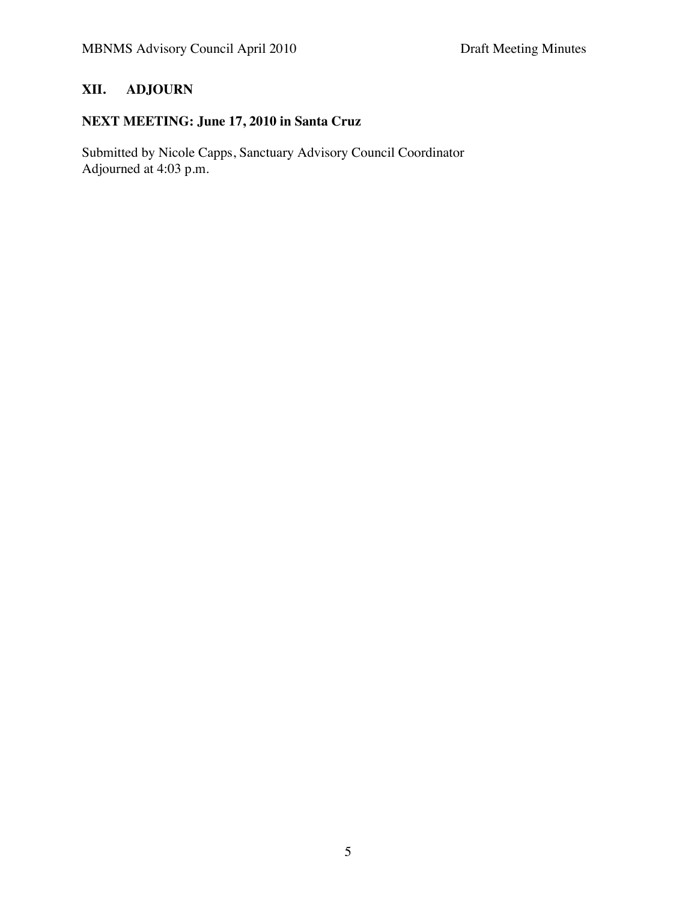## XII. ADJOURN

## NEXT MEETING: June 17, 2010 in Santa Cruz

Submitted by Nicole Capps, Sanctuary Advisory Council Coordinator
Adjourned at 4:03 p.m.